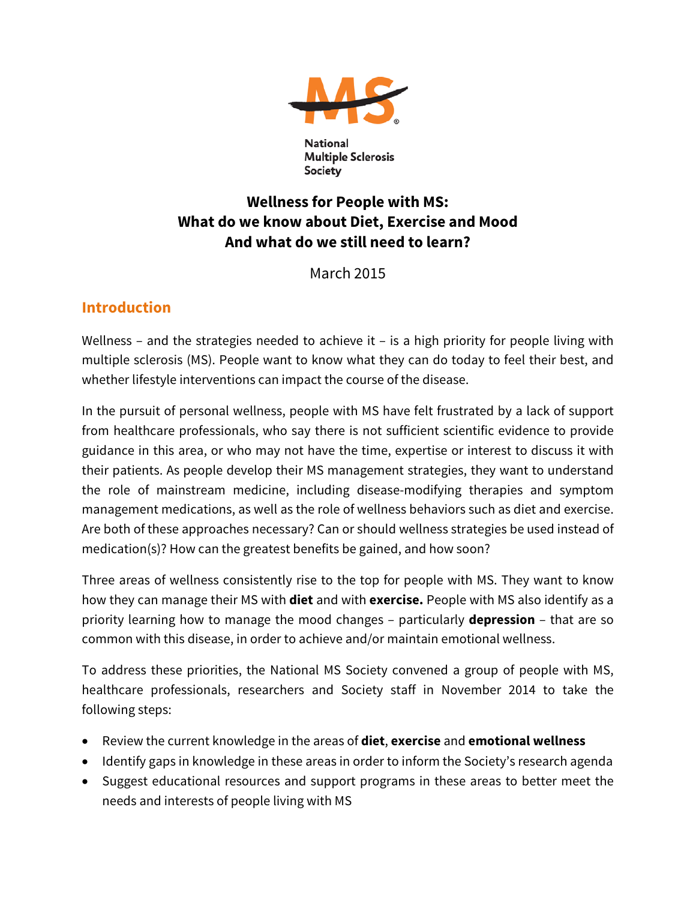National Multiple Sclerosis Society

# Wellness for People with MS: What do we know about Diet, Exercise and Mood And what do we still need to learn?

March 2015

## Introduction

Wellness – and the strategies needed to achieve it – is a high priority for people living with multiple sclerosis (MS). People want to know what they can do today to feel their best, and whether lifestyle interventions can impact the course of the disease.

In the pursuit of personal wellness, people with MS have felt frustrated by a lack of support from healthcare professionals, who say there is not sufficient scientific evidence to provide guidance in this area, or who may not have the time, expertise or interest to discuss it with their patients. As people develop their MS management strategies, they want to understand the role of mainstream medicine, including disease-modifying therapies and symptom management medications, as well as the role of wellness behaviors such as diet and exercise. Are both of these approaches necessary? Can or should wellness strategies be used instead of medication(s)? How can the greatest benefits be gained, and how soon?

Three areas of wellness consistently rise to the top for people with MS. They want to know how they can manage their MS with **diet** and with **exercise.** People with MS also identify as a priority learning how to manage the mood changes – particularly **depression** – that are so common with this disease, in order to achieve and/or maintain emotional wellness.

To address these priorities, the National MS Society convened a group of people with MS, healthcare professionals, researchers and Society staff in November 2014 to take the following steps:

- Review the current knowledge in the areas of **diet**, **exercise** and **emotional wellness**
- Identify gaps in knowledge in these areas in order to inform the Society's research agenda
- Suggest educational resources and support programs in these areas to better meet the needs and interests of people living with MS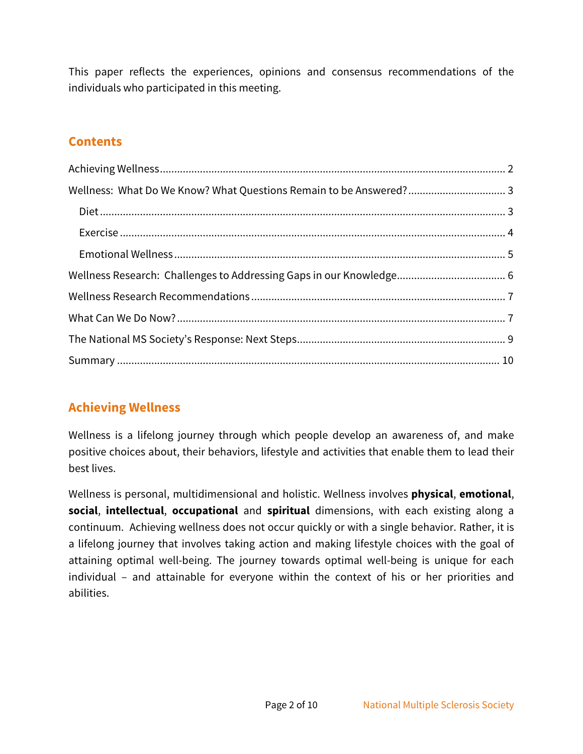This paper reflects the experiences, opinions and consensus recommendations of the individuals who participated in this meeting.

## Contents

Achieving Wellness ..................................................... 2

Wellness: What Do We Know? What Questions Remain to be Answered? ..................................................... 3

- Diet ..................................................... 3
- Exercise ..................................................... 4
- Emotional Wellness ..................................................... 5

Wellness Research: Challenges to Addressing Gaps in our Knowledge ..................................................... 6

Wellness Research Recommendations ..................................................... 7

What Can We Do Now? ..................................................... 7

The National MS Society's Response: Next Steps ..................................................... 9

Summary ..................................................... 10

## Achieving Wellness

Wellness is a lifelong journey through which people develop an awareness of, and make positive choices about, their behaviors, lifestyle and activities that enable them to lead their best lives.

Wellness is personal, multidimensional and holistic. Wellness involves **physical**, **emotional**, **social**, **intellectual**, **occupational** and **spiritual** dimensions, with each existing along a continuum. Achieving wellness does not occur quickly or with a single behavior. Rather, it is a lifelong journey that involves taking action and making lifestyle choices with the goal of attaining optimal well-being. The journey towards optimal well-being is unique for each individual – and attainable for everyone within the context of his or her priorities and abilities.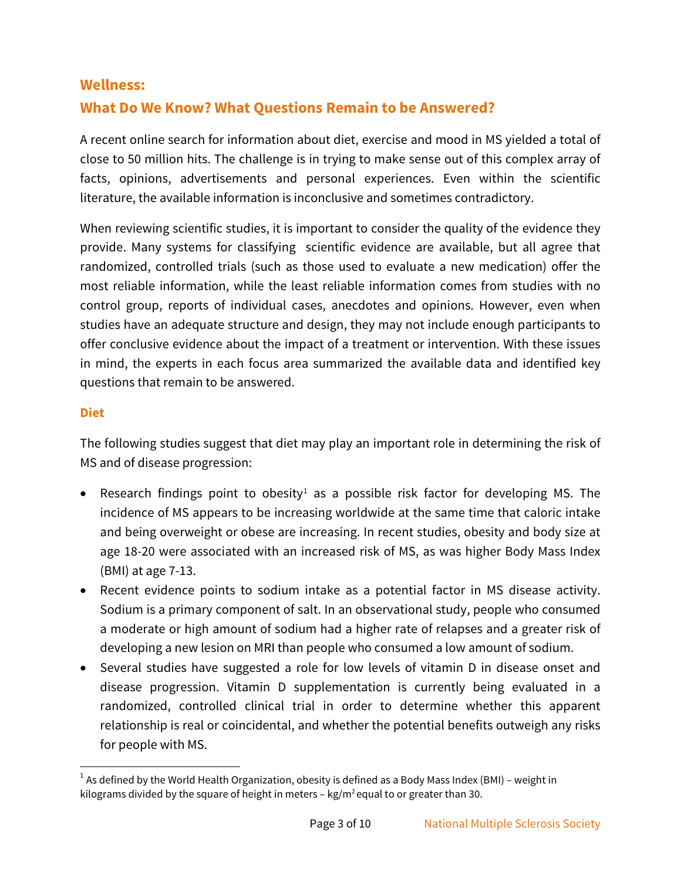## Wellness:

## What Do We Know? What Questions Remain to be Answered?

A recent online search for information about diet, exercise and mood in MS yielded a total of close to 50 million hits. The challenge is in trying to make sense out of this complex array of facts, opinions, advertisements and personal experiences. Even within the scientific literature, the available information is inconclusive and sometimes contradictory.

When reviewing scientific studies, it is important to consider the quality of the evidence they provide. Many systems for classifying scientific evidence are available, but all agree that randomized, controlled trials (such as those used to evaluate a new medication) offer the most reliable information, while the least reliable information comes from studies with no control group, reports of individual cases, anecdotes and opinions. However, even when studies have an adequate structure and design, they may not include enough participants to offer conclusive evidence about the impact of a treatment or intervention. With these issues in mind, the experts in each focus area summarized the available data and identified key questions that remain to be answered.

### Diet

The following studies suggest that diet may play an important role in determining the risk of MS and of disease progression:

- Research findings point to obesity[1] as a possible risk factor for developing MS. The incidence of MS appears to be increasing worldwide at the same time that caloric intake and being overweight or obese are increasing. In recent studies, obesity and body size at age 18-20 were associated with an increased risk of MS, as was higher Body Mass Index (BMI) at age 7-13.
- Recent evidence points to sodium intake as a potential factor in MS disease activity. Sodium is a primary component of salt. In an observational study, people who consumed a moderate or high amount of sodium had a higher rate of relapses and a greater risk of developing a new lesion on MRI than people who consumed a low amount of sodium.
- Several studies have suggested a role for low levels of vitamin D in disease onset and disease progression. Vitamin D supplementation is currently being evaluated in a randomized, controlled clinical trial in order to determine whether this apparent relationship is real or coincidental, and whether the potential benefits outweigh any risks for people with MS.

---

[1] As defined by the World Health Organization, obesity is defined as a Body Mass Index (BMI) – weight in kilograms divided by the square of height in meters – $kg/m^2$ equal to or greater than 30.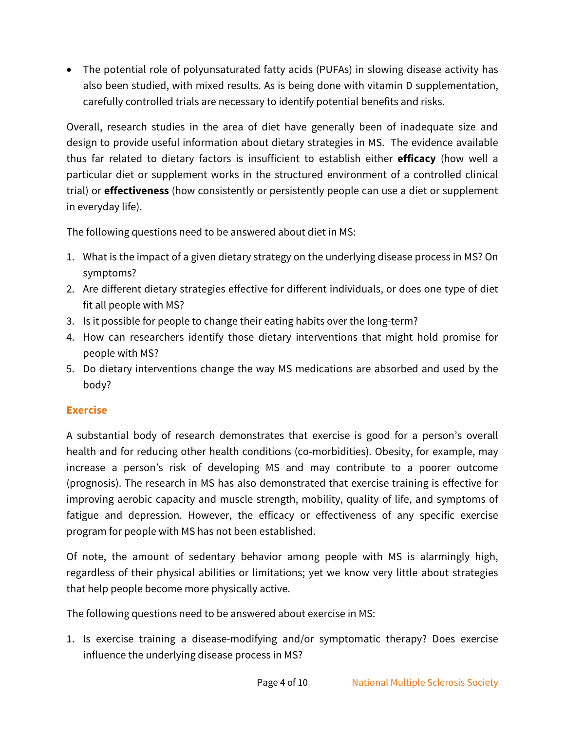- The potential role of polyunsaturated fatty acids (PUFAs) in slowing disease activity has also been studied, with mixed results. As is being done with vitamin D supplementation, carefully controlled trials are necessary to identify potential benefits and risks.

Overall, research studies in the area of diet have generally been of inadequate size and design to provide useful information about dietary strategies in MS. The evidence available thus far related to dietary factors is insufficient to establish either **efficacy** (how well a particular diet or supplement works in the structured environment of a controlled clinical trial) or **effectiveness** (how consistently or persistently people can use a diet or supplement in everyday life).

The following questions need to be answered about diet in MS:

1. What is the impact of a given dietary strategy on the underlying disease process in MS? On symptoms?
2. Are different dietary strategies effective for different individuals, or does one type of diet fit all people with MS?
3. Is it possible for people to change their eating habits over the long-term?
4. How can researchers identify those dietary interventions that might hold promise for people with MS?
5. Do dietary interventions change the way MS medications are absorbed and used by the body?

### Exercise

A substantial body of research demonstrates that exercise is good for a person's overall health and for reducing other health conditions (co-morbidities). Obesity, for example, may increase a person's risk of developing MS and may contribute to a poorer outcome (prognosis). The research in MS has also demonstrated that exercise training is effective for improving aerobic capacity and muscle strength, mobility, quality of life, and symptoms of fatigue and depression. However, the efficacy or effectiveness of any specific exercise program for people with MS has not been established.

Of note, the amount of sedentary behavior among people with MS is alarmingly high, regardless of their physical abilities or limitations; yet we know very little about strategies that help people become more physically active.

The following questions need to be answered about exercise in MS:

1. Is exercise training a disease-modifying and/or symptomatic therapy? Does exercise influence the underlying disease process in MS?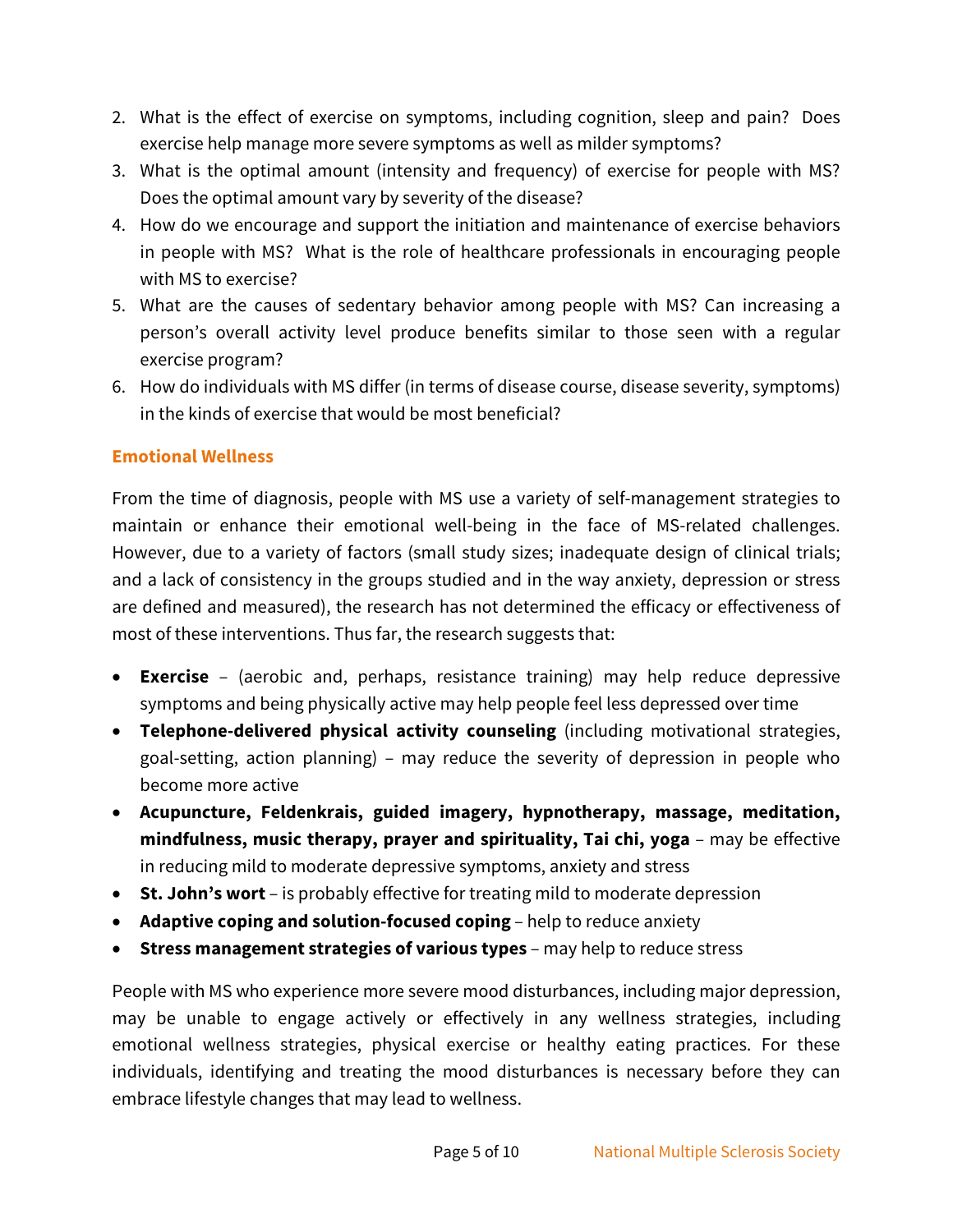2. What is the effect of exercise on symptoms, including cognition, sleep and pain? Does exercise help manage more severe symptoms as well as milder symptoms?
3. What is the optimal amount (intensity and frequency) of exercise for people with MS? Does the optimal amount vary by severity of the disease?
4. How do we encourage and support the initiation and maintenance of exercise behaviors in people with MS? What is the role of healthcare professionals in encouraging people with MS to exercise?
5. What are the causes of sedentary behavior among people with MS? Can increasing a person's overall activity level produce benefits similar to those seen with a regular exercise program?
6. How do individuals with MS differ (in terms of disease course, disease severity, symptoms) in the kinds of exercise that would be most beneficial?

## Emotional Wellness

From the time of diagnosis, people with MS use a variety of self-management strategies to maintain or enhance their emotional well-being in the face of MS-related challenges. However, due to a variety of factors (small study sizes; inadequate design of clinical trials; and a lack of consistency in the groups studied and in the way anxiety, depression or stress are defined and measured), the research has not determined the efficacy or effectiveness of most of these interventions. Thus far, the research suggests that:

- **Exercise** – (aerobic and, perhaps, resistance training) may help reduce depressive symptoms and being physically active may help people feel less depressed over time
- **Telephone-delivered physical activity counseling** (including motivational strategies, goal-setting, action planning) – may reduce the severity of depression in people who become more active
- **Acupuncture, Feldenkrais, guided imagery, hypnotherapy, massage, meditation, mindfulness, music therapy, prayer and spirituality, Tai chi, yoga** – may be effective in reducing mild to moderate depressive symptoms, anxiety and stress
- **St. John's wort** – is probably effective for treating mild to moderate depression
- **Adaptive coping and solution-focused coping** – help to reduce anxiety
- **Stress management strategies of various types** – may help to reduce stress

People with MS who experience more severe mood disturbances, including major depression, may be unable to engage actively or effectively in any wellness strategies, including emotional wellness strategies, physical exercise or healthy eating practices. For these individuals, identifying and treating the mood disturbances is necessary before they can embrace lifestyle changes that may lead to wellness.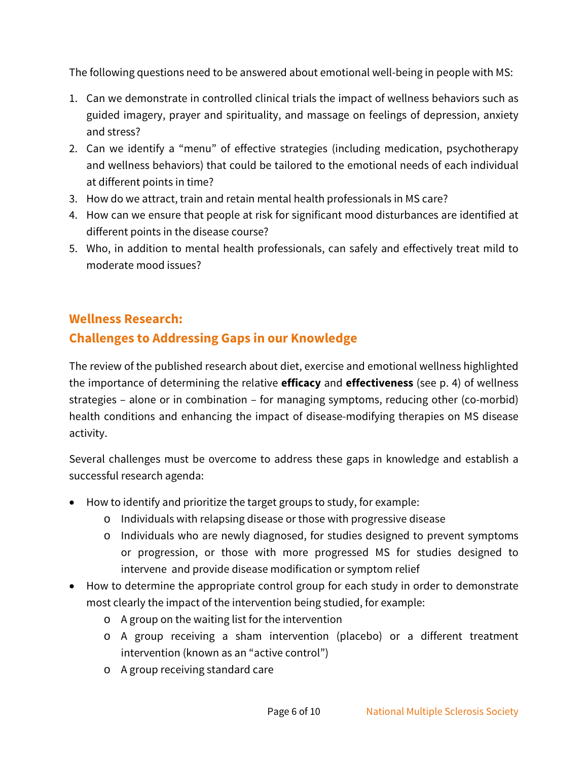The following questions need to be answered about emotional well-being in people with MS:

1. Can we demonstrate in controlled clinical trials the impact of wellness behaviors such as guided imagery, prayer and spirituality, and massage on feelings of depression, anxiety and stress?
2. Can we identify a "menu" of effective strategies (including medication, psychotherapy and wellness behaviors) that could be tailored to the emotional needs of each individual at different points in time?
3. How do we attract, train and retain mental health professionals in MS care?
4. How can we ensure that people at risk for significant mood disturbances are identified at different points in the disease course?
5. Who, in addition to mental health professionals, can safely and effectively treat mild to moderate mood issues?

## Wellness Research: Challenges to Addressing Gaps in our Knowledge

The review of the published research about diet, exercise and emotional wellness highlighted the importance of determining the relative **efficacy** and **effectiveness** (see p. 4) of wellness strategies – alone or in combination – for managing symptoms, reducing other (co-morbid) health conditions and enhancing the impact of disease-modifying therapies on MS disease activity.

Several challenges must be overcome to address these gaps in knowledge and establish a successful research agenda:

- How to identify and prioritize the target groups to study, for example:
  - Individuals with relapsing disease or those with progressive disease
  - Individuals who are newly diagnosed, for studies designed to prevent symptoms or progression, or those with more progressed MS for studies designed to intervene and provide disease modification or symptom relief
- How to determine the appropriate control group for each study in order to demonstrate most clearly the impact of the intervention being studied, for example:
  - A group on the waiting list for the intervention
  - A group receiving a sham intervention (placebo) or a different treatment intervention (known as an "active control")
  - A group receiving standard care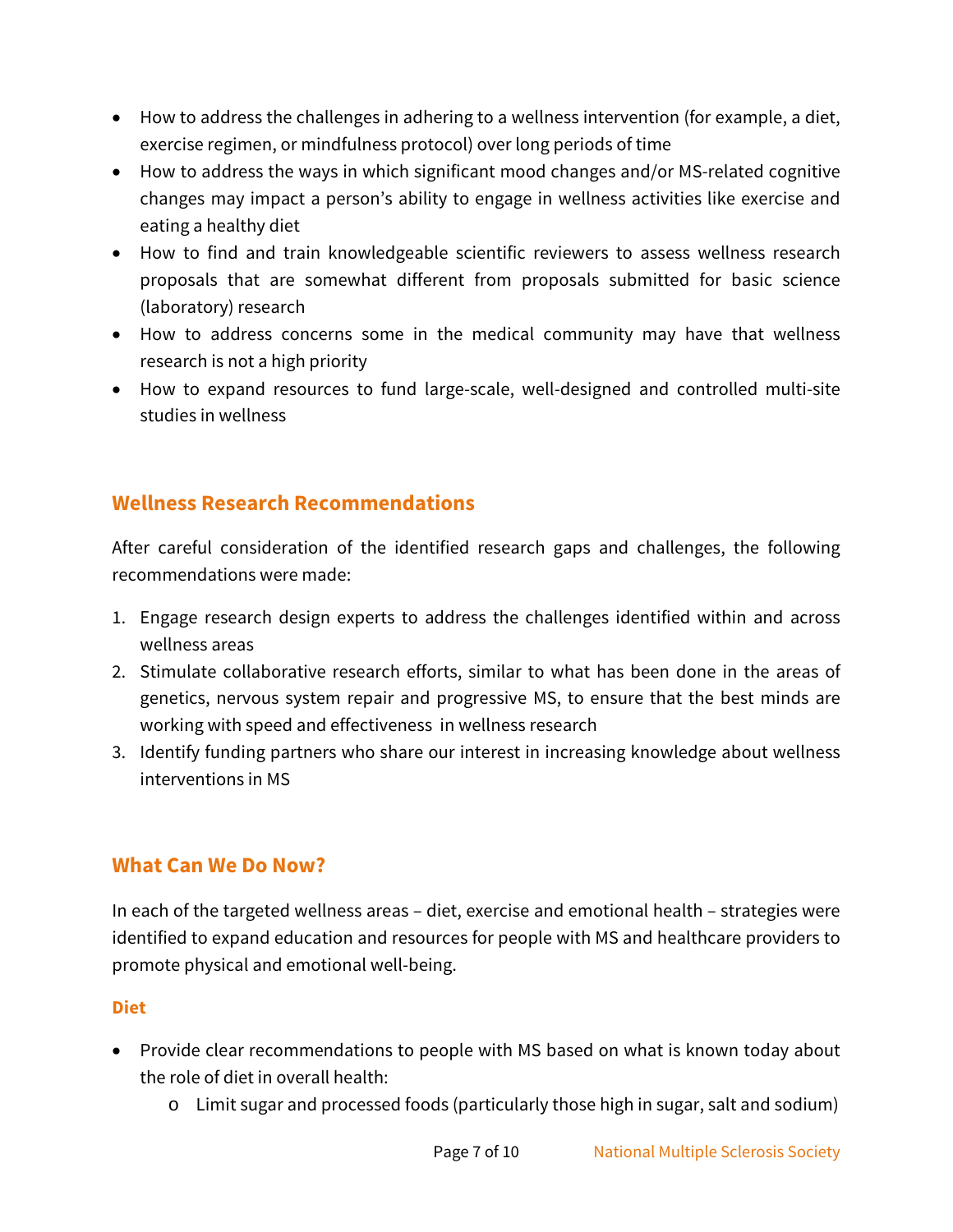- How to address the challenges in adhering to a wellness intervention (for example, a diet, exercise regimen, or mindfulness protocol) over long periods of time
- How to address the ways in which significant mood changes and/or MS-related cognitive changes may impact a person's ability to engage in wellness activities like exercise and eating a healthy diet
- How to find and train knowledgeable scientific reviewers to assess wellness research proposals that are somewhat different from proposals submitted for basic science (laboratory) research
- How to address concerns some in the medical community may have that wellness research is not a high priority
- How to expand resources to fund large-scale, well-designed and controlled multi-site studies in wellness

## Wellness Research Recommendations

After careful consideration of the identified research gaps and challenges, the following recommendations were made:

1. Engage research design experts to address the challenges identified within and across wellness areas
2. Stimulate collaborative research efforts, similar to what has been done in the areas of genetics, nervous system repair and progressive MS, to ensure that the best minds are working with speed and effectiveness in wellness research
3. Identify funding partners who share our interest in increasing knowledge about wellness interventions in MS

## What Can We Do Now?

In each of the targeted wellness areas – diet, exercise and emotional health – strategies were identified to expand education and resources for people with MS and healthcare providers to promote physical and emotional well-being.

### Diet

- Provide clear recommendations to people with MS based on what is known today about the role of diet in overall health:
  - Limit sugar and processed foods (particularly those high in sugar, salt and sodium)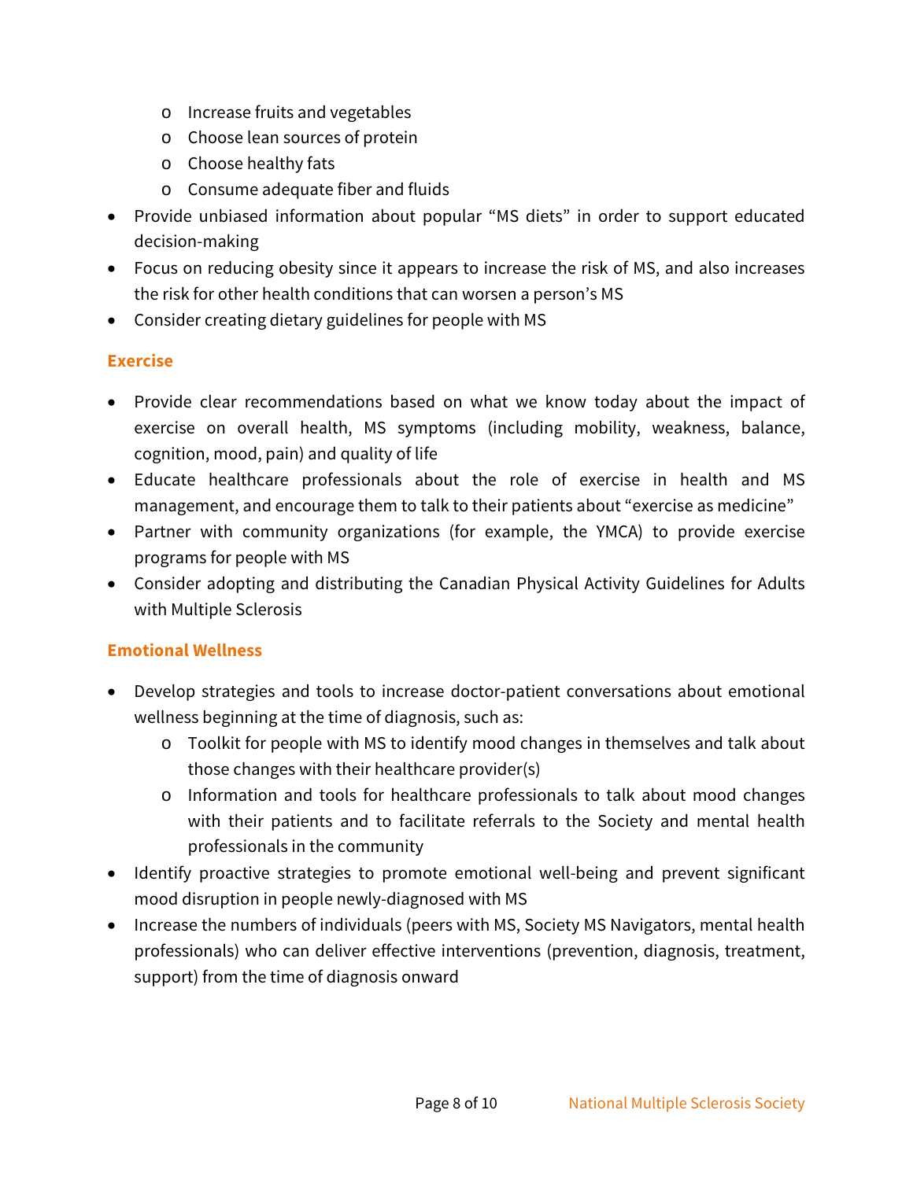- Increase fruits and vegetables
  - Choose lean sources of protein
  - Choose healthy fats
  - Consume adequate fiber and fluids
- Provide unbiased information about popular "MS diets" in order to support educated decision-making
- Focus on reducing obesity since it appears to increase the risk of MS, and also increases the risk for other health conditions that can worsen a person's MS
- Consider creating dietary guidelines for people with MS

### Exercise

- Provide clear recommendations based on what we know today about the impact of exercise on overall health, MS symptoms (including mobility, weakness, balance, cognition, mood, pain) and quality of life
- Educate healthcare professionals about the role of exercise in health and MS management, and encourage them to talk to their patients about "exercise as medicine"
- Partner with community organizations (for example, the YMCA) to provide exercise programs for people with MS
- Consider adopting and distributing the Canadian Physical Activity Guidelines for Adults with Multiple Sclerosis

### Emotional Wellness

- Develop strategies and tools to increase doctor-patient conversations about emotional wellness beginning at the time of diagnosis, such as:
  - Toolkit for people with MS to identify mood changes in themselves and talk about those changes with their healthcare provider(s)
  - Information and tools for healthcare professionals to talk about mood changes with their patients and to facilitate referrals to the Society and mental health professionals in the community
- Identify proactive strategies to promote emotional well-being and prevent significant mood disruption in people newly-diagnosed with MS
- Increase the numbers of individuals (peers with MS, Society MS Navigators, mental health professionals) who can deliver effective interventions (prevention, diagnosis, treatment, support) from the time of diagnosis onward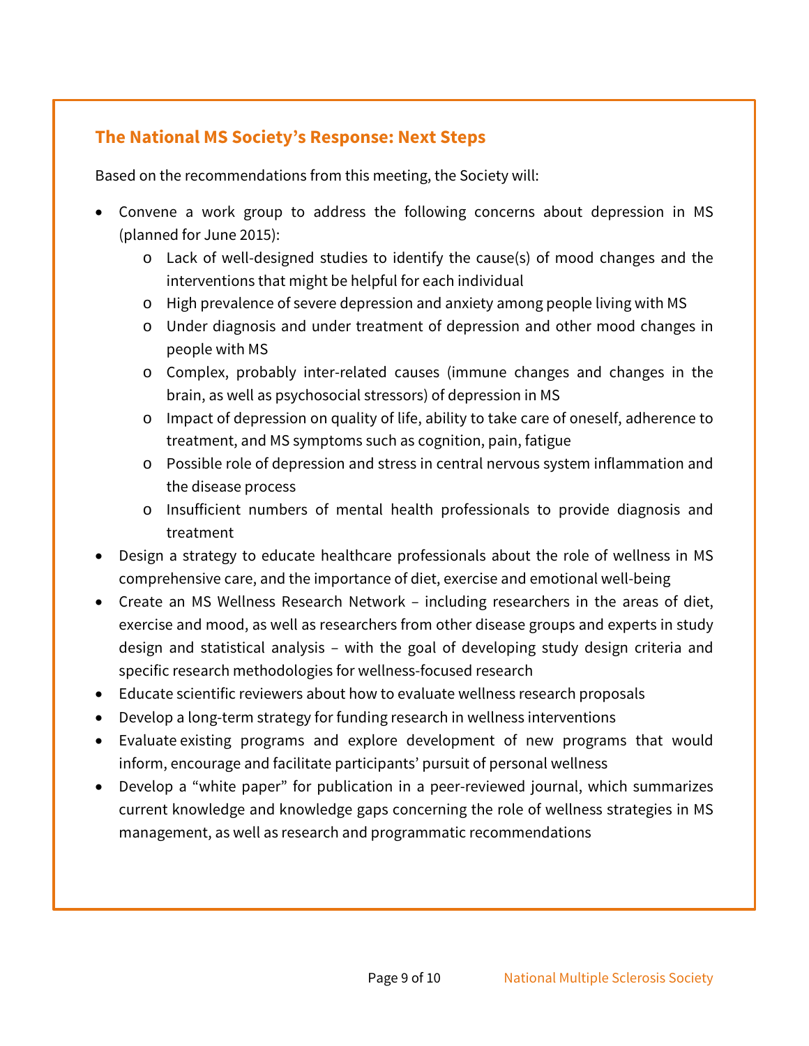## The National MS Society's Response: Next Steps

Based on the recommendations from this meeting, the Society will:

- Convene a work group to address the following concerns about depression in MS (planned for June 2015):
    - Lack of well-designed studies to identify the cause(s) of mood changes and the interventions that might be helpful for each individual
    - High prevalence of severe depression and anxiety among people living with MS
    - Under diagnosis and under treatment of depression and other mood changes in people with MS
    - Complex, probably inter-related causes (immune changes and changes in the brain, as well as psychosocial stressors) of depression in MS
    - Impact of depression on quality of life, ability to take care of oneself, adherence to treatment, and MS symptoms such as cognition, pain, fatigue
    - Possible role of depression and stress in central nervous system inflammation and the disease process
    - Insufficient numbers of mental health professionals to provide diagnosis and treatment
- Design a strategy to educate healthcare professionals about the role of wellness in MS comprehensive care, and the importance of diet, exercise and emotional well-being
- Create an MS Wellness Research Network – including researchers in the areas of diet, exercise and mood, as well as researchers from other disease groups and experts in study design and statistical analysis – with the goal of developing study design criteria and specific research methodologies for wellness-focused research
- Educate scientific reviewers about how to evaluate wellness research proposals
- Develop a long-term strategy for funding research in wellness interventions
- Evaluate existing programs and explore development of new programs that would inform, encourage and facilitate participants' pursuit of personal wellness
- Develop a "white paper" for publication in a peer-reviewed journal, which summarizes current knowledge and knowledge gaps concerning the role of wellness strategies in MS management, as well as research and programmatic recommendations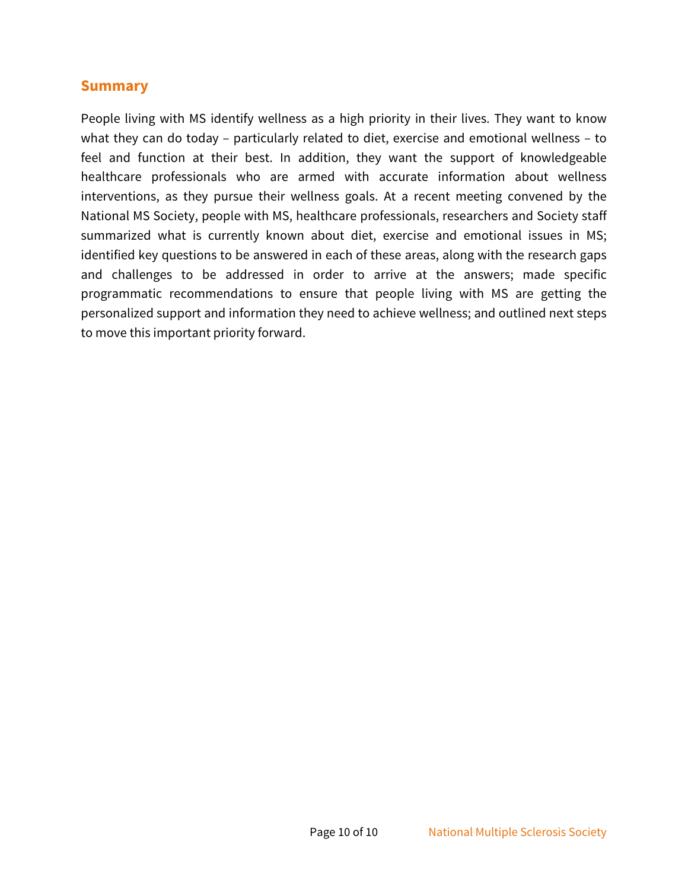## Summary

People living with MS identify wellness as a high priority in their lives. They want to know what they can do today – particularly related to diet, exercise and emotional wellness – to feel and function at their best. In addition, they want the support of knowledgeable healthcare professionals who are armed with accurate information about wellness interventions, as they pursue their wellness goals. At a recent meeting convened by the National MS Society, people with MS, healthcare professionals, researchers and Society staff summarized what is currently known about diet, exercise and emotional issues in MS; identified key questions to be answered in each of these areas, along with the research gaps and challenges to be addressed in order to arrive at the answers; made specific programmatic recommendations to ensure that people living with MS are getting the personalized support and information they need to achieve wellness; and outlined next steps to move this important priority forward.